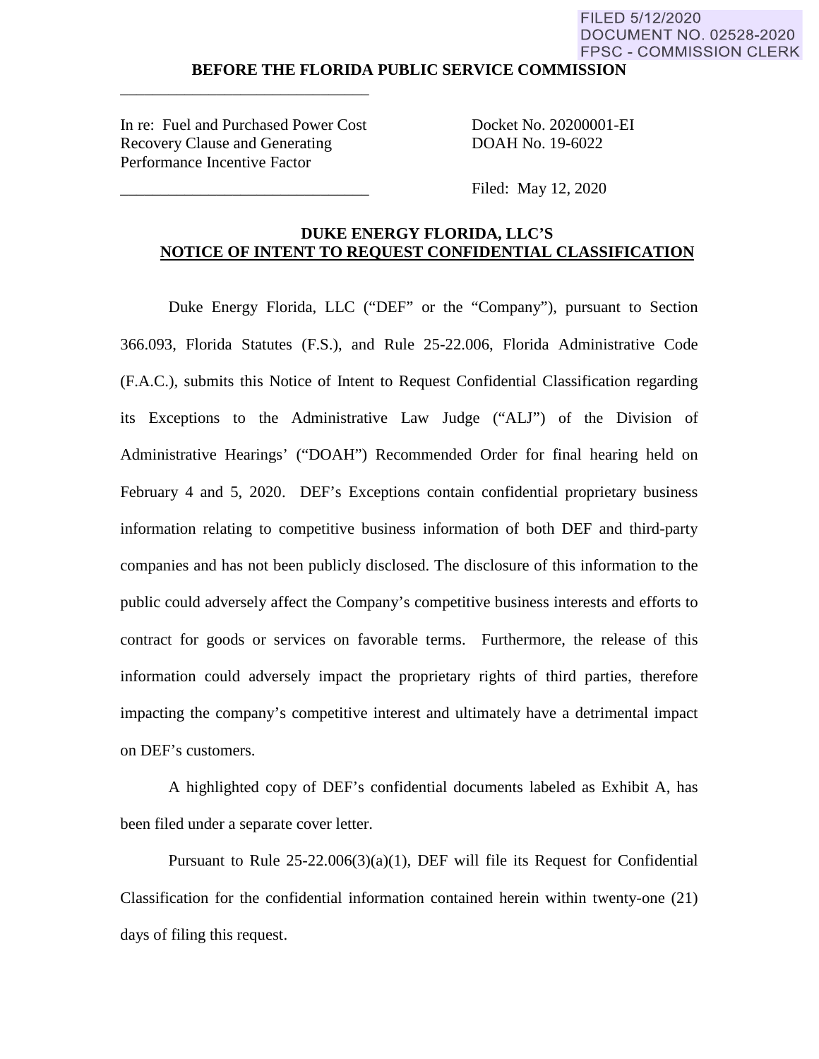FILED 5/12/2020
DOCUMENT NO. 02528-2020
FPSC - COMMISSION CLERK

**BEFORE THE FLORIDA PUBLIC SERVICE COMMISSION**

| | |
|---|---|
| In re: Fuel and Purchased Power Cost Recovery Clause and Generating Performance Incentive Factor | Docket No. 20200001-EI<br>DOAH No. 19-6022 |
| | Filed: May 12, 2020 |

**DUKE ENERGY FLORIDA, LLC'S**
**NOTICE OF INTENT TO REQUEST CONFIDENTIAL CLASSIFICATION**

Duke Energy Florida, LLC ("DEF" or the "Company"), pursuant to Section 366.093, Florida Statutes (F.S.), and Rule 25-22.006, Florida Administrative Code (F.A.C.), submits this Notice of Intent to Request Confidential Classification regarding its Exceptions to the Administrative Law Judge ("ALJ") of the Division of Administrative Hearings' ("DOAH") Recommended Order for final hearing held on February 4 and 5, 2020. DEF's Exceptions contain confidential proprietary business information relating to competitive business information of both DEF and third-party companies and has not been publicly disclosed. The disclosure of this information to the public could adversely affect the Company's competitive business interests and efforts to contract for goods or services on favorable terms. Furthermore, the release of this information could adversely impact the proprietary rights of third parties, therefore impacting the company's competitive interest and ultimately have a detrimental impact on DEF's customers.

A highlighted copy of DEF's confidential documents labeled as Exhibit A, has been filed under a separate cover letter.

Pursuant to Rule 25-22.006(3)(a)(1), DEF will file its Request for Confidential Classification for the confidential information contained herein within twenty-one (21) days of filing this request.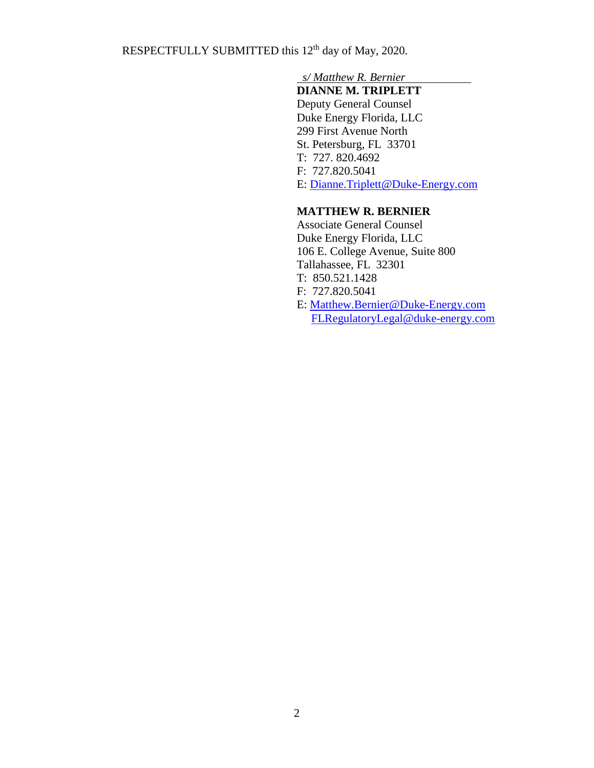RESPECTFULLY SUBMITTED this 12th day of May, 2020.

*s/ Matthew R. Bernier*

**DIANNE M. TRIPLETT**
Deputy General Counsel
Duke Energy Florida, LLC
299 First Avenue North
St. Petersburg, FL 33701
T: 727. 820.4692
F: 727.820.5041
E: Dianne.Triplett@Duke-Energy.com

**MATTHEW R. BERNIER**
Associate General Counsel
Duke Energy Florida, LLC
106 E. College Avenue, Suite 800
Tallahassee, FL 32301
T: 850.521.1428
F: 727.820.5041
E: Matthew.Bernier@Duke-Energy.com
FLRegulatoryLegal@duke-energy.com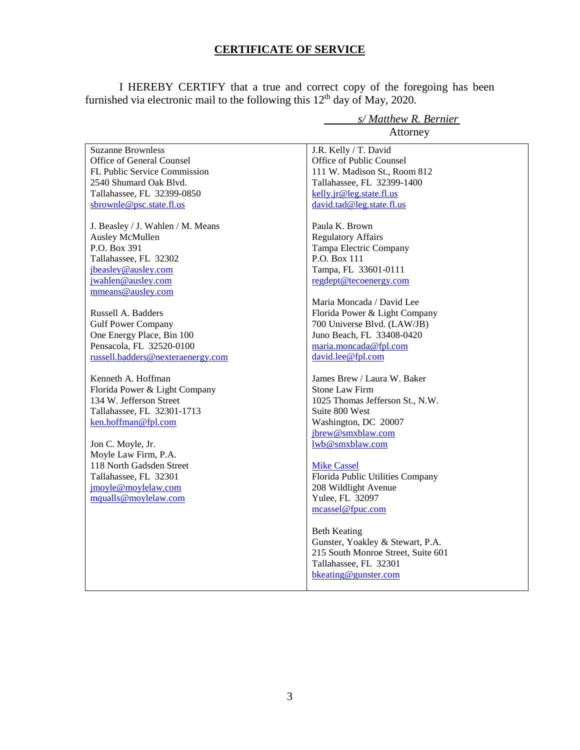# CERTIFICATE OF SERVICE

I HEREBY CERTIFY that a true and correct copy of the foregoing has been furnished via electronic mail to the following this 12th day of May, 2020.

*s/ Matthew R. Bernier*
Attorney

| | |
|---|---|
| Suzanne Brownless<br>Office of General Counsel<br>FL Public Service Commission<br>2540 Shumard Oak Blvd.<br>Tallahassee, FL 32399-0850<br>sbrownle@psc.state.fl.us<br><br>J. Beasley / J. Wahlen / M. Means<br>Ausley McMullen<br>P.O. Box 391<br>Tallahassee, FL 32302<br>jbeasley@ausley.com<br>jwahlen@ausley.com<br>mmeans@ausley.com<br><br>Russell A. Badders<br>Gulf Power Company<br>One Energy Place, Bin 100<br>Pensacola, FL 32520-0100<br>russell.badders@nexteraenergy.com<br><br>Kenneth A. Hoffman<br>Florida Power & Light Company<br>134 W. Jefferson Street<br>Tallahassee, FL 32301-1713<br>ken.hoffman@fpl.com<br><br>Jon C. Moyle, Jr.<br>Moyle Law Firm, P.A.<br>118 North Gadsden Street<br>Tallahassee, FL 32301<br>jmoyle@moylelaw.com<br>mqualls@moylelaw.com | J.R. Kelly / T. David<br>Office of Public Counsel<br>111 W. Madison St., Room 812<br>Tallahassee, FL 32399-1400<br>kelly.jr@leg.state.fl.us<br>david.tad@leg.state.fl.us<br><br>Paula K. Brown<br>Regulatory Affairs<br>Tampa Electric Company<br>P.O. Box 111<br>Tampa, FL 33601-0111<br>regdept@tecoenergy.com<br><br>Maria Moncada / David Lee<br>Florida Power & Light Company<br>700 Universe Blvd. (LAW/JB)<br>Juno Beach, FL 33408-0420<br>maria.moncada@fpl.com<br>david.lee@fpl.com<br><br>James Brew / Laura W. Baker<br>Stone Law Firm<br>1025 Thomas Jefferson St., N.W.<br>Suite 800 West<br>Washington, DC 20007<br>jbrew@smxblaw.com<br>lwb@smxblaw.com<br><br>Mike Cassel<br>Florida Public Utilities Company<br>208 Wildlight Avenue<br>Yulee, FL 32097<br>mcassel@fpuc.com<br><br>Beth Keating<br>Gunster, Yoakley & Stewart, P.A.<br>215 South Monroe Street, Suite 601<br>Tallahassee, FL 32301<br>bkeating@gunster.com |